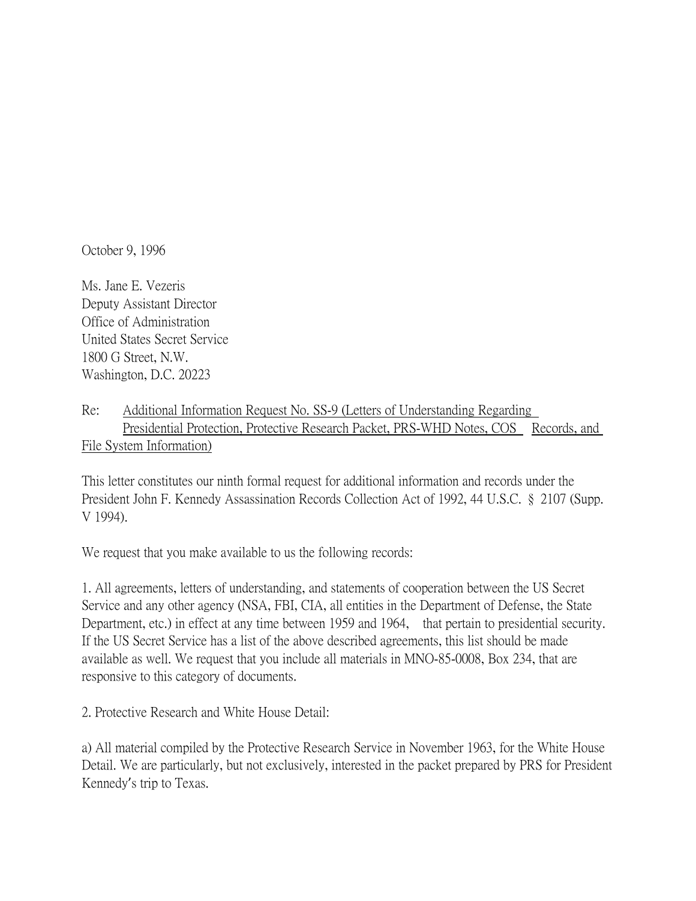October 9, 1996

Ms. Jane E. Vezeris  
Deputy Assistant Director  
Office of Administration  
United States Secret Service  
1800 G Street, N.W.  
Washington, D.C. 20223

Re: Additional Information Request No. SS-9 (Letters of Understanding Regarding Presidential Protection, Protective Research Packet, PRS-WHD Notes, COS Records, and File System Information)

This letter constitutes our ninth formal request for additional information and records under the President John F. Kennedy Assassination Records Collection Act of 1992, 44 U.S.C. § 2107 (Supp. V 1994).

We request that you make available to us the following records:

1. All agreements, letters of understanding, and statements of cooperation between the US Secret Service and any other agency (NSA, FBI, CIA, all entities in the Department of Defense, the State Department, etc.) in effect at any time between 1959 and 1964, that pertain to presidential security. If the US Secret Service has a list of the above described agreements, this list should be made available as well. We request that you include all materials in MNO-85-0008, Box 234, that are responsive to this category of documents.

2. Protective Research and White House Detail:

a) All material compiled by the Protective Research Service in November 1963, for the White House Detail. We are particularly, but not exclusively, interested in the packet prepared by PRS for President Kennedy's trip to Texas.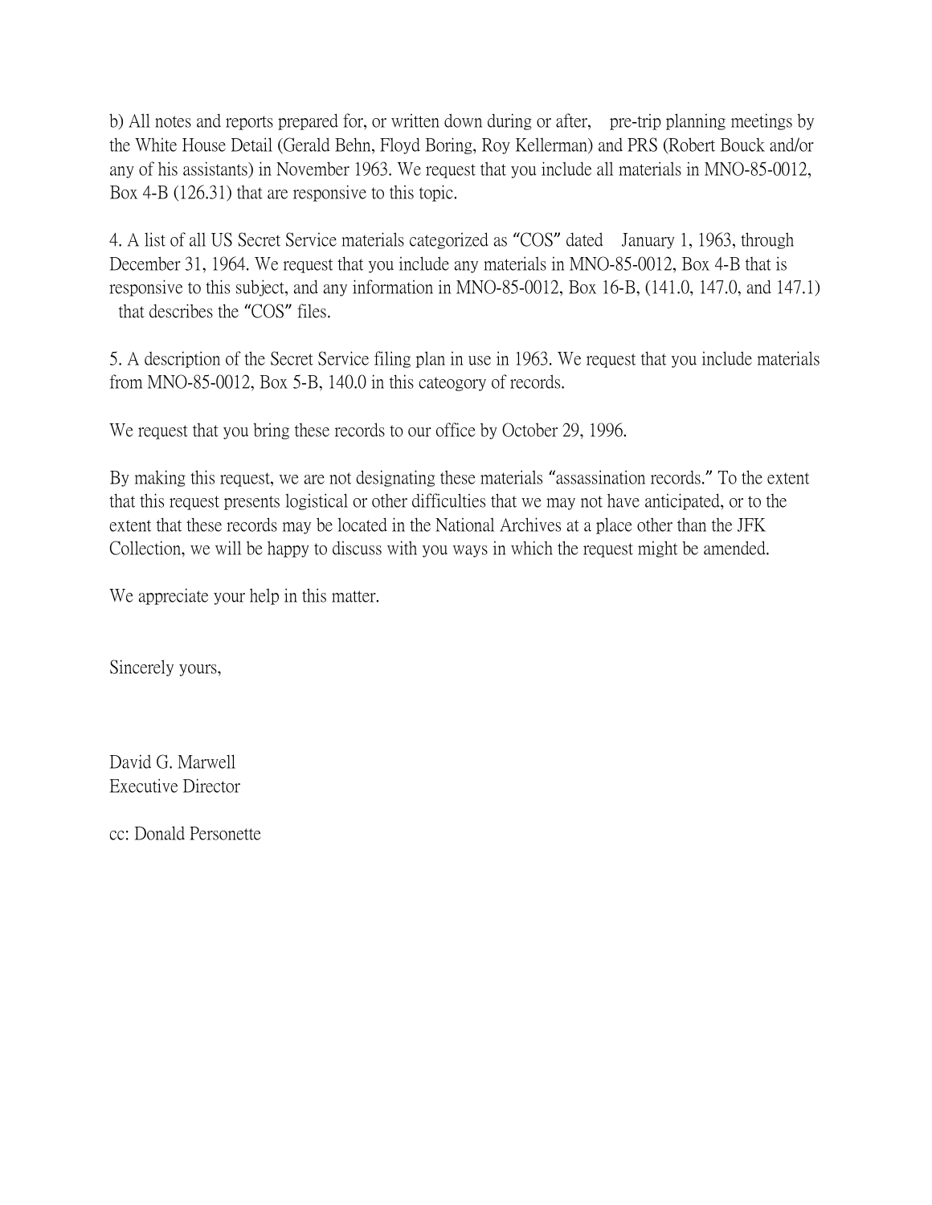b) All notes and reports prepared for, or written down during or after, pre-trip planning meetings by the White House Detail (Gerald Behn, Floyd Boring, Roy Kellerman) and PRS (Robert Bouck and/or any of his assistants) in November 1963. We request that you include all materials in MNO-85-0012, Box 4-B (126.31) that are responsive to this topic.

4. A list of all US Secret Service materials categorized as "COS" dated January 1, 1963, through December 31, 1964. We request that you include any materials in MNO-85-0012, Box 4-B that is responsive to this subject, and any information in MNO-85-0012, Box 16-B, (141.0, 147.0, and 147.1) that describes the "COS" files.

5. A description of the Secret Service filing plan in use in 1963. We request that you include materials from MNO-85-0012, Box 5-B, 140.0 in this cateogory of records.

We request that you bring these records to our office by October 29, 1996.

By making this request, we are not designating these materials "assassination records." To the extent that this request presents logistical or other difficulties that we may not have anticipated, or to the extent that these records may be located in the National Archives at a place other than the JFK Collection, we will be happy to discuss with you ways in which the request might be amended.

We appreciate your help in this matter.

Sincerely yours,

David G. Marwell
Executive Director

cc: Donald Personette